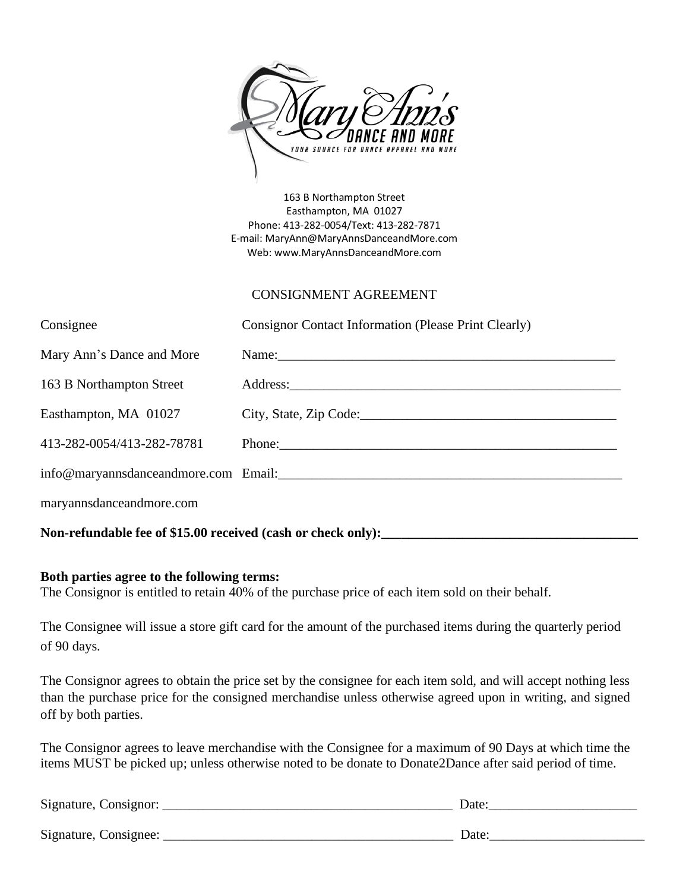163 B Northampton Street
Easthampton, MA 01027
Phone: 413-282-0054/Text: 413-282-7871
E-mail: MaryAnn@MaryAnnsDanceandMore.com
Web: www.MaryAnnsDanceandMore.com

# CONSIGNMENT AGREEMENT

| Consignee | Consignor Contact Information (Please Print Clearly) |
|---|---|
| Mary Ann's Dance and More | Name:_______________________________________________ |
| 163 B Northampton Street | Address:_____________________________________________ |
| Easthampton, MA 01027 | City, State, Zip Code:_________________________________ |
| 413-282-0054/413-282-78781 | Phone:______________________________________________ |
| info@maryannsdanceandmore.com | Email:______________________________________________ |
| maryannsdanceandmore.com | |

**Non-refundable fee of $15.00 received (cash or check only):_____________________________________**

**Both parties agree to the following terms:**

The Consignor is entitled to retain 40% of the purchase price of each item sold on their behalf.

The Consignee will issue a store gift card for the amount of the purchased items during the quarterly period of 90 days.

The Consignor agrees to obtain the price set by the consignee for each item sold, and will accept nothing less than the purchase price for the consigned merchandise unless otherwise agreed upon in writing, and signed off by both parties.

The Consignor agrees to leave merchandise with the Consignee for a maximum of 90 Days at which time the items MUST be picked up; unless otherwise noted to be donate to Donate2Dance after said period of time.

Signature, Consignor: ________________________________________ Date:____________________

Signature, Consignee: ________________________________________ Date:____________________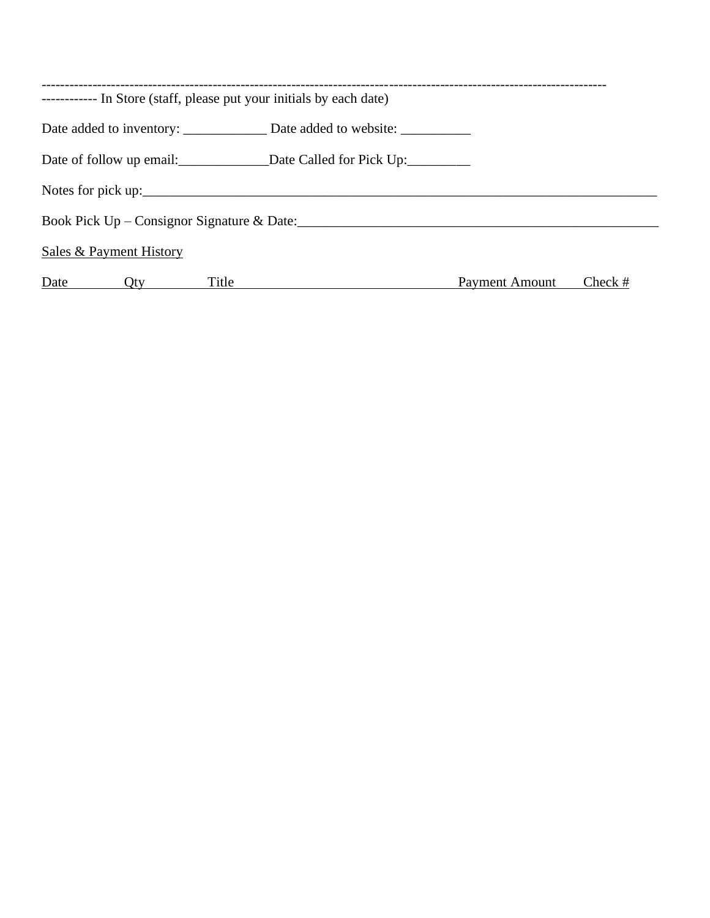------------------------------------------------------------------------------------------------------------------------
------------ In Store (staff, please put your initials by each date)

Date added to inventory: ____________ Date added to website: __________

Date of follow up email:_____________Date Called for Pick Up:_________

Notes for pick up:_____________________________________________________________________________

Book Pick Up – Consignor Signature & Date:_____________________________________________________

Sales & Payment History

| Date | Qty | Title | Payment Amount | Check # |
| --- | --- | --- | --- | --- |